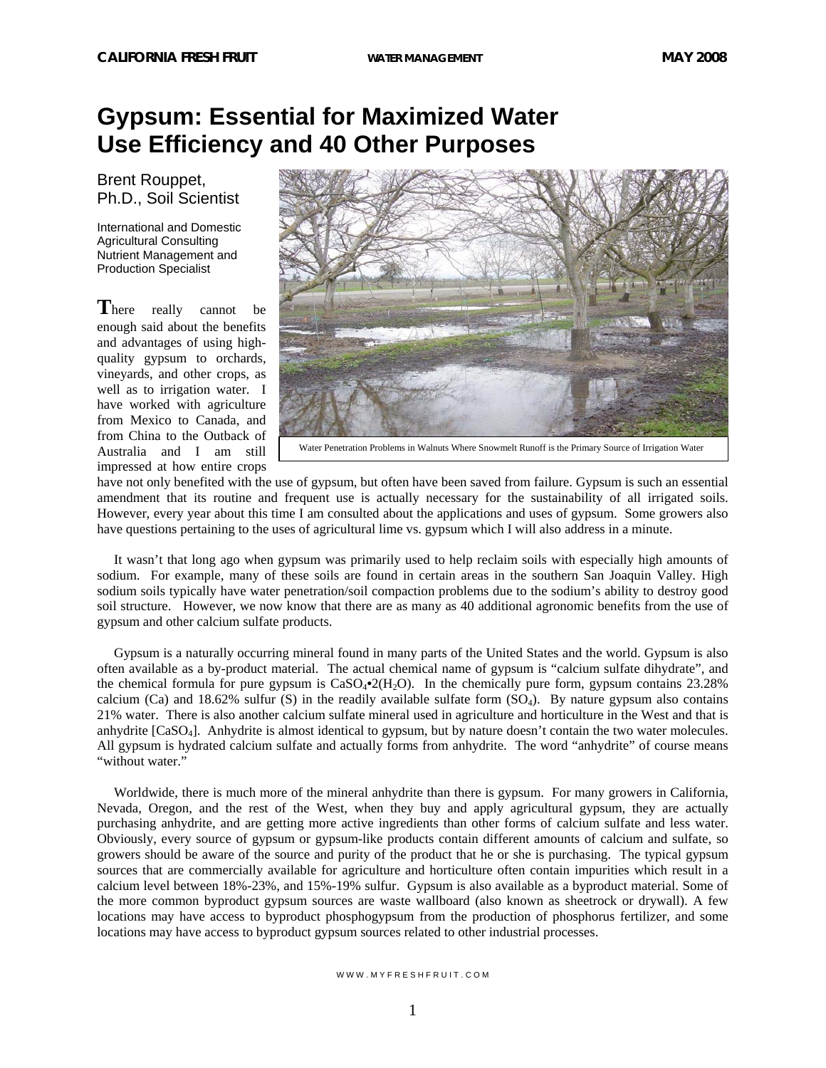# Gypsum: Essential for Maximized Water Use Efficiency and 40 Other Purposes

Brent Rouppet,
Ph.D., Soil Scientist

International and Domestic Agricultural Consulting Nutrient Management and Production Specialist

Water Penetration Problems in Walnuts Where Snowmelt Runoff is the Primary Source of Irrigation Water

There really cannot be enough said about the benefits and advantages of using high-quality gypsum to orchards, vineyards, and other crops, as well as to irrigation water. I have worked with agriculture from Mexico to Canada, and from China to the Outback of Australia and I am still impressed at how entire crops have not only benefited with the use of gypsum, but often have been saved from failure. Gypsum is such an essential amendment that its routine and frequent use is actually necessary for the sustainability of all irrigated soils. However, every year about this time I am consulted about the applications and uses of gypsum. Some growers also have questions pertaining to the uses of agricultural lime vs. gypsum which I will also address in a minute.

It wasn't that long ago when gypsum was primarily used to help reclaim soils with especially high amounts of sodium. For example, many of these soils are found in certain areas in the southern San Joaquin Valley. High sodium soils typically have water penetration/soil compaction problems due to the sodium's ability to destroy good soil structure. However, we now know that there are as many as 40 additional agronomic benefits from the use of gypsum and other calcium sulfate products.

Gypsum is a naturally occurring mineral found in many parts of the United States and the world. Gypsum is also often available as a by-product material. The actual chemical name of gypsum is "calcium sulfate dihydrate", and the chemical formula for pure gypsum is $CaSO_4 \bullet 2(H_2O)$. In the chemically pure form, gypsum contains 23.28% calcium (Ca) and 18.62% sulfur (S) in the readily available sulfate form ($SO_4$). By nature gypsum also contains 21% water. There is also another calcium sulfate mineral used in agriculture and horticulture in the West and that is anhydrite [$CaSO_4$]. Anhydrite is almost identical to gypsum, but by nature doesn't contain the two water molecules. All gypsum is hydrated calcium sulfate and actually forms from anhydrite. The word "anhydrite" of course means "without water."

Worldwide, there is much more of the mineral anhydrite than there is gypsum. For many growers in California, Nevada, Oregon, and the rest of the West, when they buy and apply agricultural gypsum, they are actually purchasing anhydrite, and are getting more active ingredients than other forms of calcium sulfate and less water. Obviously, every source of gypsum or gypsum-like products contain different amounts of calcium and sulfate, so growers should be aware of the source and purity of the product that he or she is purchasing. The typical gypsum sources that are commercially available for agriculture and horticulture often contain impurities which result in a calcium level between 18%-23%, and 15%-19% sulfur. Gypsum is also available as a byproduct material. Some of the more common byproduct gypsum sources are waste wallboard (also known as sheetrock or drywall). A few locations may have access to byproduct phosphogypsum from the production of phosphorus fertilizer, and some locations may have access to byproduct gypsum sources related to other industrial processes.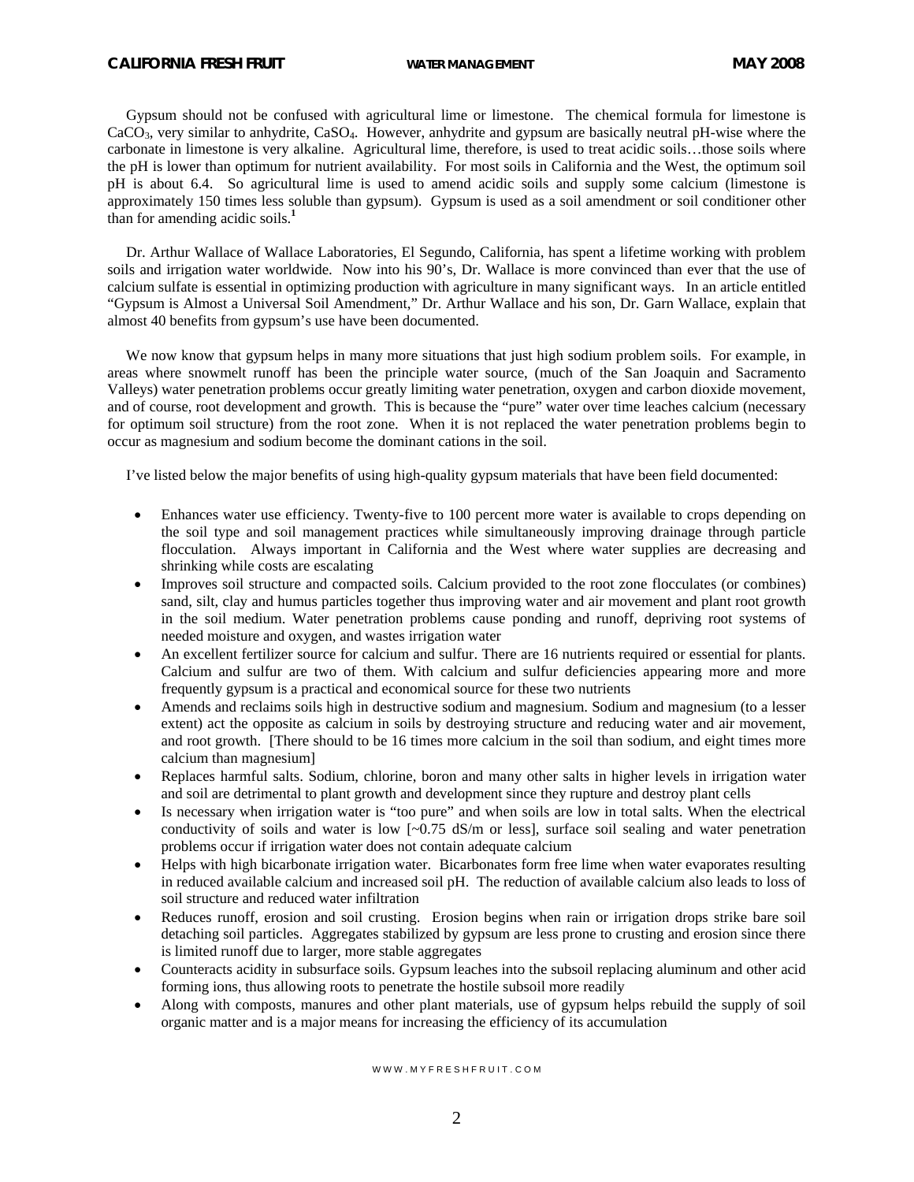Gypsum should not be confused with agricultural lime or limestone. The chemical formula for limestone is $CaCO_3$, very similar to anhydrite, $CaSO_4$. However, anhydrite and gypsum are basically neutral pH-wise where the carbonate in limestone is very alkaline. Agricultural lime, therefore, is used to treat acidic soils…those soils where the pH is lower than optimum for nutrient availability. For most soils in California and the West, the optimum soil pH is about 6.4. So agricultural lime is used to amend acidic soils and supply some calcium (limestone is approximately 150 times less soluble than gypsum). Gypsum is used as a soil amendment or soil conditioner other than for amending acidic soils.[1]

Dr. Arthur Wallace of Wallace Laboratories, El Segundo, California, has spent a lifetime working with problem soils and irrigation water worldwide. Now into his 90's, Dr. Wallace is more convinced than ever that the use of calcium sulfate is essential in optimizing production with agriculture in many significant ways. In an article entitled "Gypsum is Almost a Universal Soil Amendment," Dr. Arthur Wallace and his son, Dr. Garn Wallace, explain that almost 40 benefits from gypsum's use have been documented.

We now know that gypsum helps in many more situations that just high sodium problem soils. For example, in areas where snowmelt runoff has been the principle water source, (much of the San Joaquin and Sacramento Valleys) water penetration problems occur greatly limiting water penetration, oxygen and carbon dioxide movement, and of course, root development and growth. This is because the "pure" water over time leaches calcium (necessary for optimum soil structure) from the root zone. When it is not replaced the water penetration problems begin to occur as magnesium and sodium become the dominant cations in the soil.

I've listed below the major benefits of using high-quality gypsum materials that have been field documented:

- Enhances water use efficiency. Twenty-five to 100 percent more water is available to crops depending on the soil type and soil management practices while simultaneously improving drainage through particle flocculation. Always important in California and the West where water supplies are decreasing and shrinking while costs are escalating
- Improves soil structure and compacted soils. Calcium provided to the root zone flocculates (or combines) sand, silt, clay and humus particles together thus improving water and air movement and plant root growth in the soil medium. Water penetration problems cause ponding and runoff, depriving root systems of needed moisture and oxygen, and wastes irrigation water
- An excellent fertilizer source for calcium and sulfur. There are 16 nutrients required or essential for plants. Calcium and sulfur are two of them. With calcium and sulfur deficiencies appearing more and more frequently gypsum is a practical and economical source for these two nutrients
- Amends and reclaims soils high in destructive sodium and magnesium. Sodium and magnesium (to a lesser extent) act the opposite as calcium in soils by destroying structure and reducing water and air movement, and root growth. [There should to be 16 times more calcium in the soil than sodium, and eight times more calcium than magnesium]
- Replaces harmful salts. Sodium, chlorine, boron and many other salts in higher levels in irrigation water and soil are detrimental to plant growth and development since they rupture and destroy plant cells
- Is necessary when irrigation water is "too pure" and when soils are low in total salts. When the electrical conductivity of soils and water is low [~0.75 dS/m or less], surface soil sealing and water penetration problems occur if irrigation water does not contain adequate calcium
- Helps with high bicarbonate irrigation water. Bicarbonates form free lime when water evaporates resulting in reduced available calcium and increased soil pH. The reduction of available calcium also leads to loss of soil structure and reduced water infiltration
- Reduces runoff, erosion and soil crusting. Erosion begins when rain or irrigation drops strike bare soil detaching soil particles. Aggregates stabilized by gypsum are less prone to crusting and erosion since there is limited runoff due to larger, more stable aggregates
- Counteracts acidity in subsurface soils. Gypsum leaches into the subsoil replacing aluminum and other acid forming ions, thus allowing roots to penetrate the hostile subsoil more readily
- Along with composts, manures and other plant materials, use of gypsum helps rebuild the supply of soil organic matter and is a major means for increasing the efficiency of its accumulation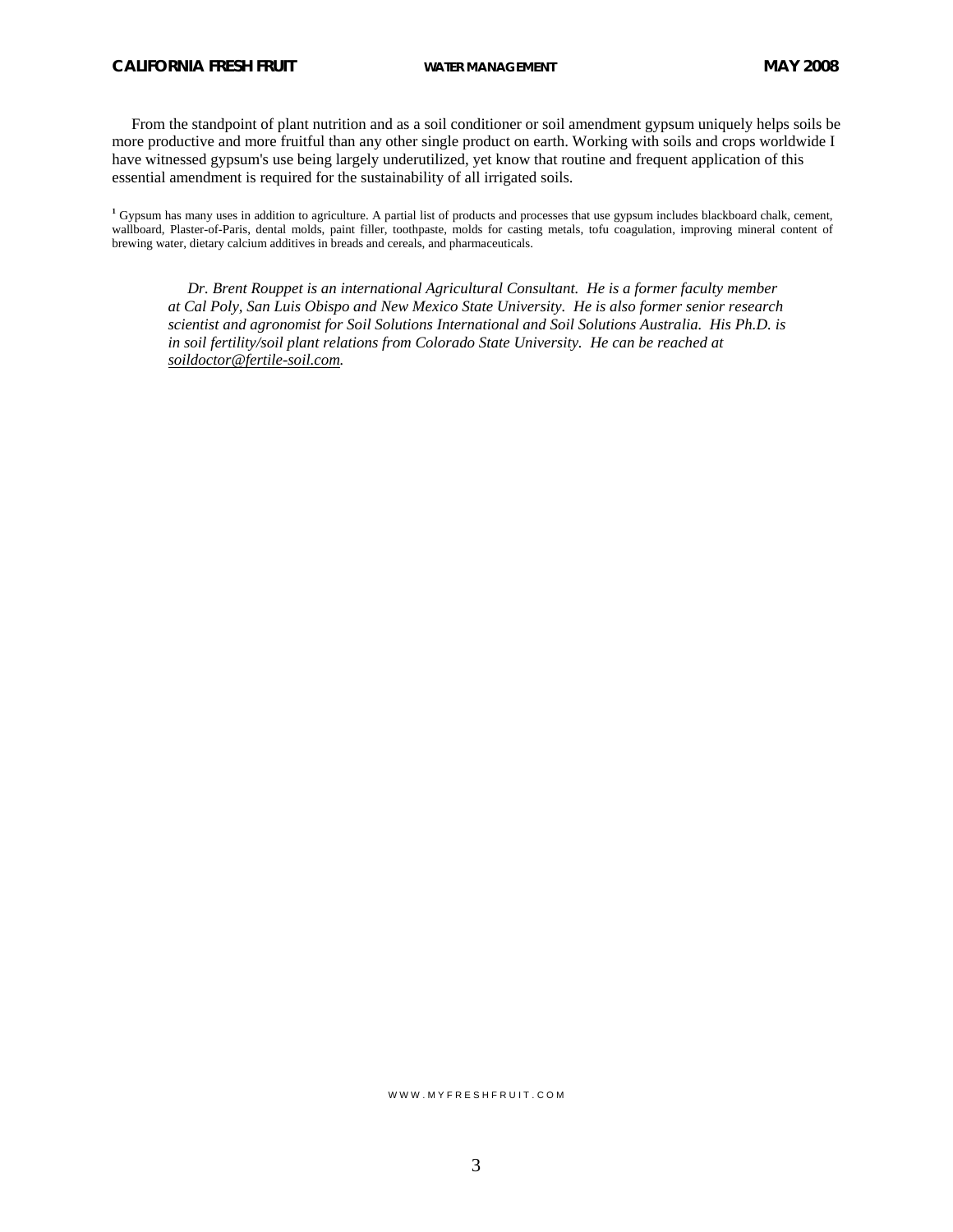From the standpoint of plant nutrition and as a soil conditioner or soil amendment gypsum uniquely helps soils be more productive and more fruitful than any other single product on earth. Working with soils and crops worldwide I have witnessed gypsum's use being largely underutilized, yet know that routine and frequent application of this essential amendment is required for the sustainability of all irrigated soils.

[1] Gypsum has many uses in addition to agriculture. A partial list of products and processes that use gypsum includes blackboard chalk, cement, wallboard, Plaster-of-Paris, dental molds, paint filler, toothpaste, molds for casting metals, tofu coagulation, improving mineral content of brewing water, dietary calcium additives in breads and cereals, and pharmaceuticals.

*Dr. Brent Rouppet is an international Agricultural Consultant. He is a former faculty member at Cal Poly, San Luis Obispo and New Mexico State University. He is also former senior research scientist and agronomist for Soil Solutions International and Soil Solutions Australia. His Ph.D. is in soil fertility/soil plant relations from Colorado State University. He can be reached at soildoctor@fertile-soil.com.*

WWW.MYFRESHFRUIT.COM